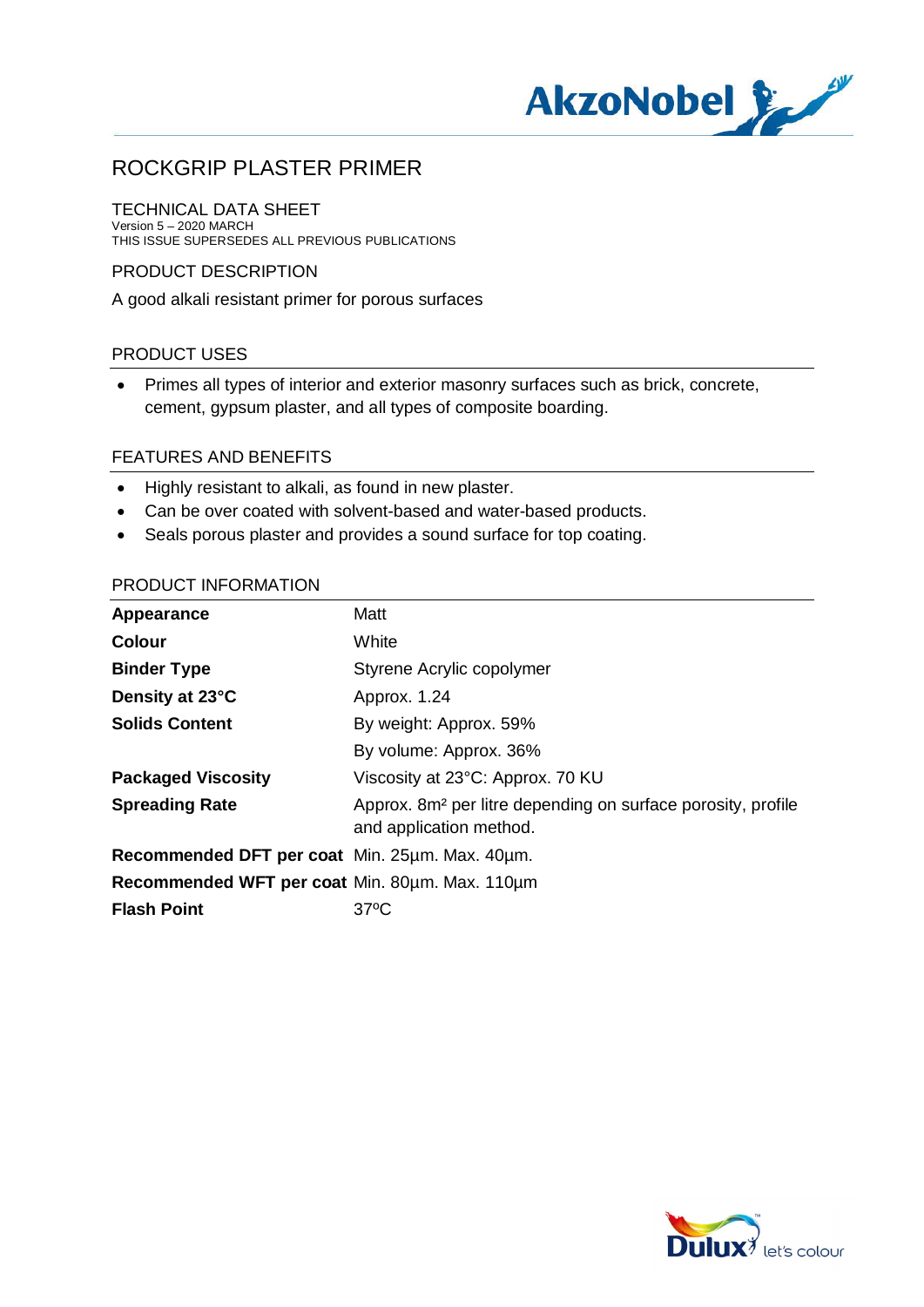# ROCKGRIP PLASTER PRIMER

## TECHNICAL DATA SHEET

Version 5 – 2020 MARCH
THIS ISSUE SUPERSEDES ALL PREVIOUS PUBLICATIONS

## PRODUCT DESCRIPTION

A good alkali resistant primer for porous surfaces

## PRODUCT USES

- Primes all types of interior and exterior masonry surfaces such as brick, concrete, cement, gypsum plaster, and all types of composite boarding.

## FEATURES AND BENEFITS

- Highly resistant to alkali, as found in new plaster.
- Can be over coated with solvent-based and water-based products.
- Seals porous plaster and provides a sound surface for top coating.

## PRODUCT INFORMATION

| | |
|---|---|
| **Appearance** | Matt |
| **Colour** | White |
| **Binder Type** | Styrene Acrylic copolymer |
| **Density at 23°C** | Approx. 1.24 |
| **Solids Content** | By weight: Approx. 59% |
| | By volume: Approx. 36% |
| **Packaged Viscosity** | Viscosity at 23°C: Approx. 70 KU |
| **Spreading Rate** | Approx. 8m² per litre depending on surface porosity, profile and application method. |
| **Recommended DFT per coat** | Min. 25µm. Max. 40µm. |
| **Recommended WFT per coat** | Min. 80µm. Max. 110µm |
| **Flash Point** | 37ºC |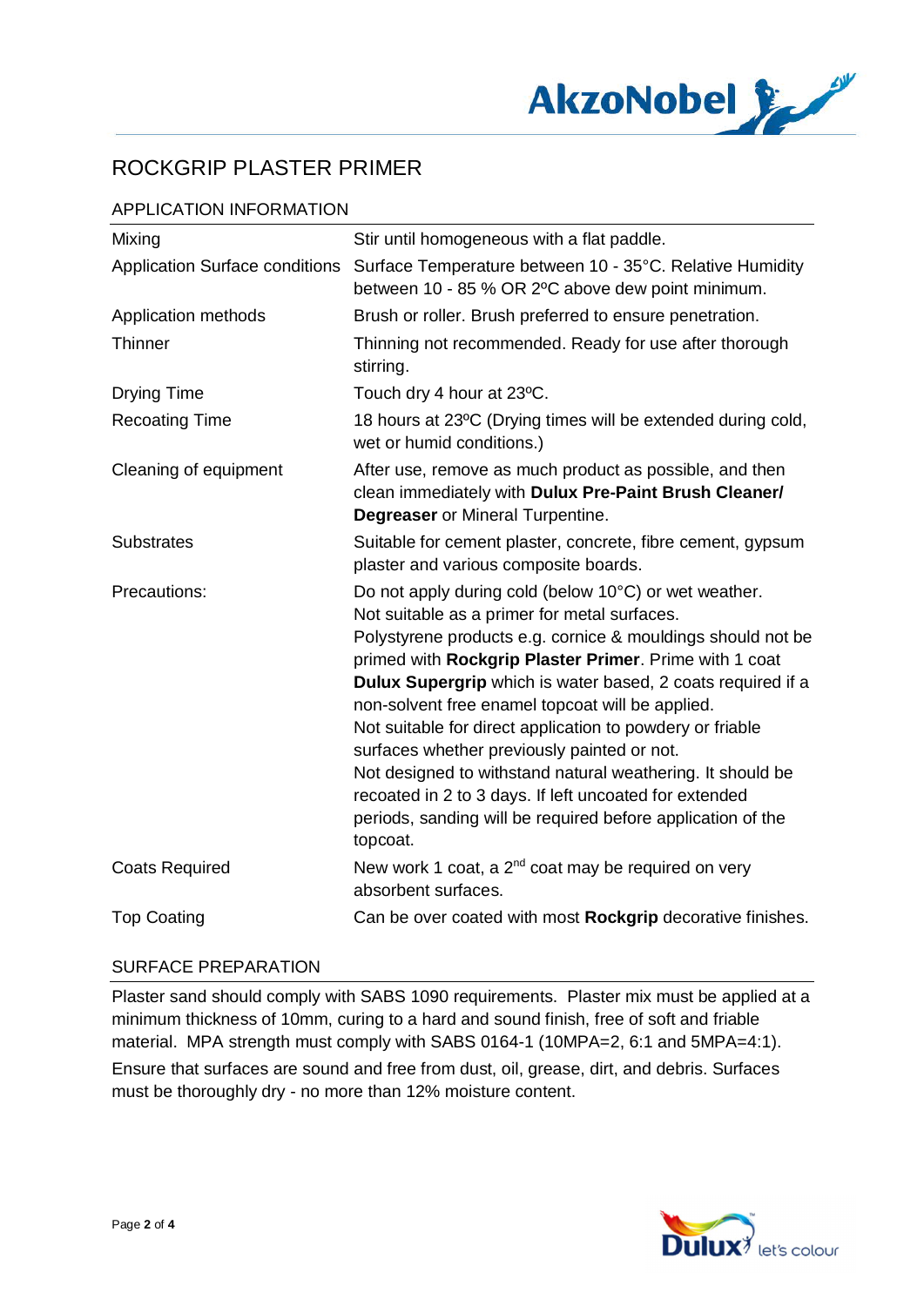# ROCKGRIP PLASTER PRIMER

## APPLICATION INFORMATION

| | |
|---|---|
| Mixing | Stir until homogeneous with a flat paddle. |
| Application Surface conditions | Surface Temperature between 10 - 35°C. Relative Humidity between 10 - 85 % OR 2ºC above dew point minimum. |
| Application methods | Brush or roller. Brush preferred to ensure penetration. |
| Thinner | Thinning not recommended. Ready for use after thorough stirring. |
| Drying Time | Touch dry 4 hour at 23ºC. |
| Recoating Time | 18 hours at 23ºC (Drying times will be extended during cold, wet or humid conditions.) |
| Cleaning of equipment | After use, remove as much product as possible, and then clean immediately with **Dulux Pre-Paint Brush Cleaner/ Degreaser** or Mineral Turpentine. |
| Substrates | Suitable for cement plaster, concrete, fibre cement, gypsum plaster and various composite boards. |
| Precautions: | Do not apply during cold (below 10°C) or wet weather. Not suitable as a primer for metal surfaces. Polystyrene products e.g. cornice & mouldings should not be primed with **Rockgrip Plaster Primer**. Prime with 1 coat **Dulux Supergrip** which is water based, 2 coats required if a non-solvent free enamel topcoat will be applied. Not suitable for direct application to powdery or friable surfaces whether previously painted or not. Not designed to withstand natural weathering. It should be recoated in 2 to 3 days. If left uncoated for extended periods, sanding will be required before application of the topcoat. |
| Coats Required | New work 1 coat, a 2nd coat may be required on very absorbent surfaces. |
| Top Coating | Can be over coated with most **Rockgrip** decorative finishes. |

## SURFACE PREPARATION

Plaster sand should comply with SABS 1090 requirements. Plaster mix must be applied at a minimum thickness of 10mm, curing to a hard and sound finish, free of soft and friable material. MPA strength must comply with SABS 0164-1 (10MPA=2, 6:1 and 5MPA=4:1).

Ensure that surfaces are sound and free from dust, oil, grease, dirt, and debris. Surfaces must be thoroughly dry - no more than 12% moisture content.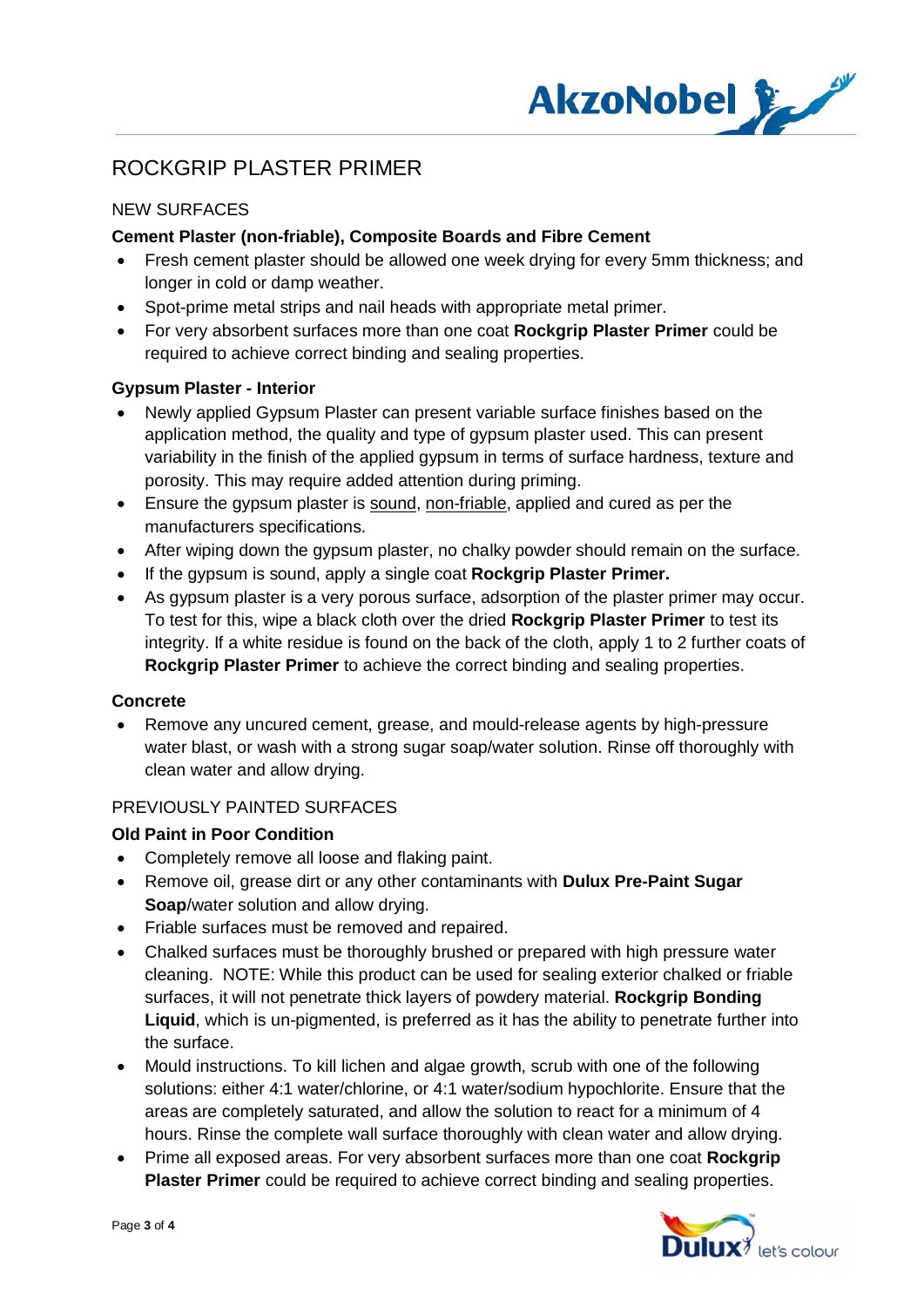# ROCKGRIP PLASTER PRIMER

## NEW SURFACES

### Cement Plaster (non-friable), Composite Boards and Fibre Cement

- Fresh cement plaster should be allowed one week drying for every 5mm thickness; and longer in cold or damp weather.
- Spot-prime metal strips and nail heads with appropriate metal primer.
- For very absorbent surfaces more than one coat **Rockgrip Plaster Primer** could be required to achieve correct binding and sealing properties.

### Gypsum Plaster - Interior

- Newly applied Gypsum Plaster can present variable surface finishes based on the application method, the quality and type of gypsum plaster used. This can present variability in the finish of the applied gypsum in terms of surface hardness, texture and porosity. This may require added attention during priming.
- Ensure the gypsum plaster is <u>sound</u>, <u>non-friable</u>, applied and cured as per the manufacturers specifications.
- After wiping down the gypsum plaster, no chalky powder should remain on the surface.
- If the gypsum is sound, apply a single coat **Rockgrip Plaster Primer.**
- As gypsum plaster is a very porous surface, adsorption of the plaster primer may occur. To test for this, wipe a black cloth over the dried **Rockgrip Plaster Primer** to test its integrity. If a white residue is found on the back of the cloth, apply 1 to 2 further coats of **Rockgrip Plaster Primer** to achieve the correct binding and sealing properties.

### Concrete

- Remove any uncured cement, grease, and mould-release agents by high-pressure water blast, or wash with a strong sugar soap/water solution. Rinse off thoroughly with clean water and allow drying.

## PREVIOUSLY PAINTED SURFACES

### Old Paint in Poor Condition

- Completely remove all loose and flaking paint.
- Remove oil, grease dirt or any other contaminants with **Dulux Pre-Paint Sugar Soap**/water solution and allow drying.
- Friable surfaces must be removed and repaired.
- Chalked surfaces must be thoroughly brushed or prepared with high pressure water cleaning. NOTE: While this product can be used for sealing exterior chalked or friable surfaces, it will not penetrate thick layers of powdery material. **Rockgrip Bonding Liquid**, which is un-pigmented, is preferred as it has the ability to penetrate further into the surface.
- Mould instructions. To kill lichen and algae growth, scrub with one of the following solutions: either 4:1 water/chlorine, or 4:1 water/sodium hypochlorite. Ensure that the areas are completely saturated, and allow the solution to react for a minimum of 4 hours. Rinse the complete wall surface thoroughly with clean water and allow drying.
- Prime all exposed areas. For very absorbent surfaces more than one coat **Rockgrip Plaster Primer** could be required to achieve correct binding and sealing properties.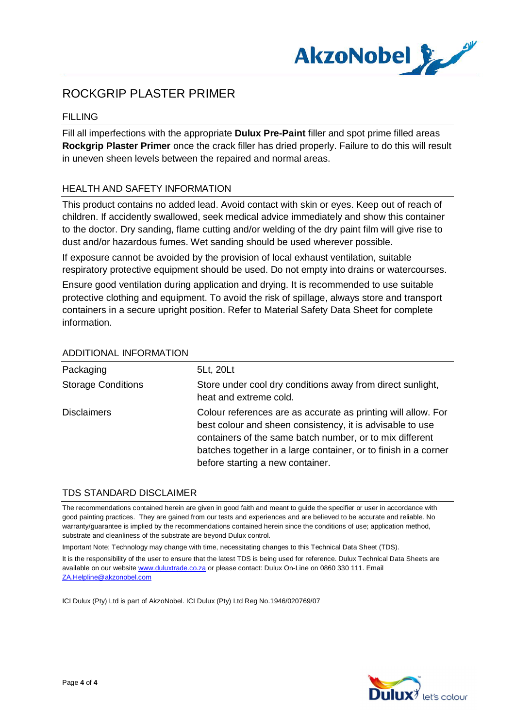# ROCKGRIP PLASTER PRIMER

## FILLING

Fill all imperfections with the appropriate **Dulux Pre-Paint** filler and spot prime filled areas **Rockgrip Plaster Primer** once the crack filler has dried properly. Failure to do this will result in uneven sheen levels between the repaired and normal areas.

## HEALTH AND SAFETY INFORMATION

This product contains no added lead. Avoid contact with skin or eyes. Keep out of reach of children. If accidently swallowed, seek medical advice immediately and show this container to the doctor. Dry sanding, flame cutting and/or welding of the dry paint film will give rise to dust and/or hazardous fumes. Wet sanding should be used wherever possible.

If exposure cannot be avoided by the provision of local exhaust ventilation, suitable respiratory protective equipment should be used. Do not empty into drains or watercourses.

Ensure good ventilation during application and drying. It is recommended to use suitable protective clothing and equipment. To avoid the risk of spillage, always store and transport containers in a secure upright position. Refer to Material Safety Data Sheet for complete information.

## ADDITIONAL INFORMATION

| | |
|---|---|
| Packaging | 5Lt, 20Lt |
| Storage Conditions | Store under cool dry conditions away from direct sunlight, heat and extreme cold. |
| Disclaimers | Colour references are as accurate as printing will allow. For best colour and sheen consistency, it is advisable to use containers of the same batch number, or to mix different batches together in a large container, or to finish in a corner before starting a new container. |

## TDS STANDARD DISCLAIMER

The recommendations contained herein are given in good faith and meant to guide the specifier or user in accordance with good painting practices. They are gained from our tests and experiences and are believed to be accurate and reliable. No warranty/guarantee is implied by the recommendations contained herein since the conditions of use; application method, substrate and cleanliness of the substrate are beyond Dulux control.

Important Note; Technology may change with time, necessitating changes to this Technical Data Sheet (TDS).

It is the responsibility of the user to ensure that the latest TDS is being used for reference. Dulux Technical Data Sheets are available on our website www.duluxtrade.co.za or please contact: Dulux On-Line on 0860 330 111. Email ZA.Helpline@akzonobel.com

ICI Dulux (Pty) Ltd is part of AkzoNobel. ICI Dulux (Pty) Ltd Reg No.1946/020769/07